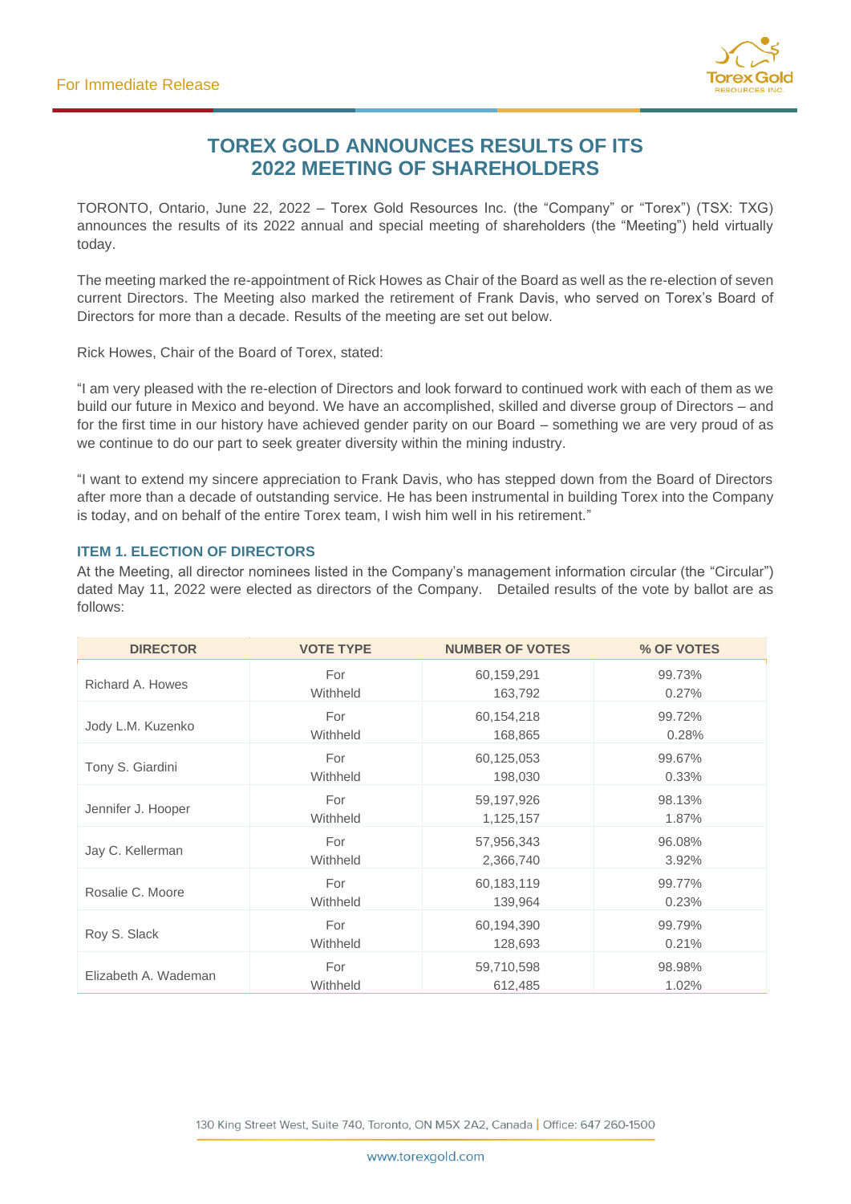For Immediate Release

# TOREX GOLD ANNOUNCES RESULTS OF ITS 2022 MEETING OF SHAREHOLDERS

TORONTO, Ontario, June 22, 2022 – Torex Gold Resources Inc. (the "Company" or "Torex") (TSX: TXG) announces the results of its 2022 annual and special meeting of shareholders (the "Meeting") held virtually today.

The meeting marked the re-appointment of Rick Howes as Chair of the Board as well as the re-election of seven current Directors. The Meeting also marked the retirement of Frank Davis, who served on Torex's Board of Directors for more than a decade. Results of the meeting are set out below.

Rick Howes, Chair of the Board of Torex, stated:

"I am very pleased with the re-election of Directors and look forward to continued work with each of them as we build our future in Mexico and beyond. We have an accomplished, skilled and diverse group of Directors – and for the first time in our history have achieved gender parity on our Board – something we are very proud of as we continue to do our part to seek greater diversity within the mining industry.

"I want to extend my sincere appreciation to Frank Davis, who has stepped down from the Board of Directors after more than a decade of outstanding service. He has been instrumental in building Torex into the Company is today, and on behalf of the entire Torex team, I wish him well in his retirement."

### ITEM 1. ELECTION OF DIRECTORS

At the Meeting, all director nominees listed in the Company's management information circular (the "Circular") dated May 11, 2022 were elected as directors of the Company. Detailed results of the vote by ballot are as follows:

| DIRECTOR | VOTE TYPE | NUMBER OF VOTES | % OF VOTES |
|---|---|---|---|
| Richard A. Howes | For<br>Withheld | 60,159,291<br>163,792 | 99.73%<br>0.27% |
| Jody L.M. Kuzenko | For<br>Withheld | 60,154,218<br>168,865 | 99.72%<br>0.28% |
| Tony S. Giardini | For<br>Withheld | 60,125,053<br>198,030 | 99.67%<br>0.33% |
| Jennifer J. Hooper | For<br>Withheld | 59,197,926<br>1,125,157 | 98.13%<br>1.87% |
| Jay C. Kellerman | For<br>Withheld | 57,956,343<br>2,366,740 | 96.08%<br>3.92% |
| Rosalie C. Moore | For<br>Withheld | 60,183,119<br>139,964 | 99.77%<br>0.23% |
| Roy S. Slack | For<br>Withheld | 60,194,390<br>128,693 | 99.79%<br>0.21% |
| Elizabeth A. Wademan | For<br>Withheld | 59,710,598<br>612,485 | 98.98%<br>1.02% |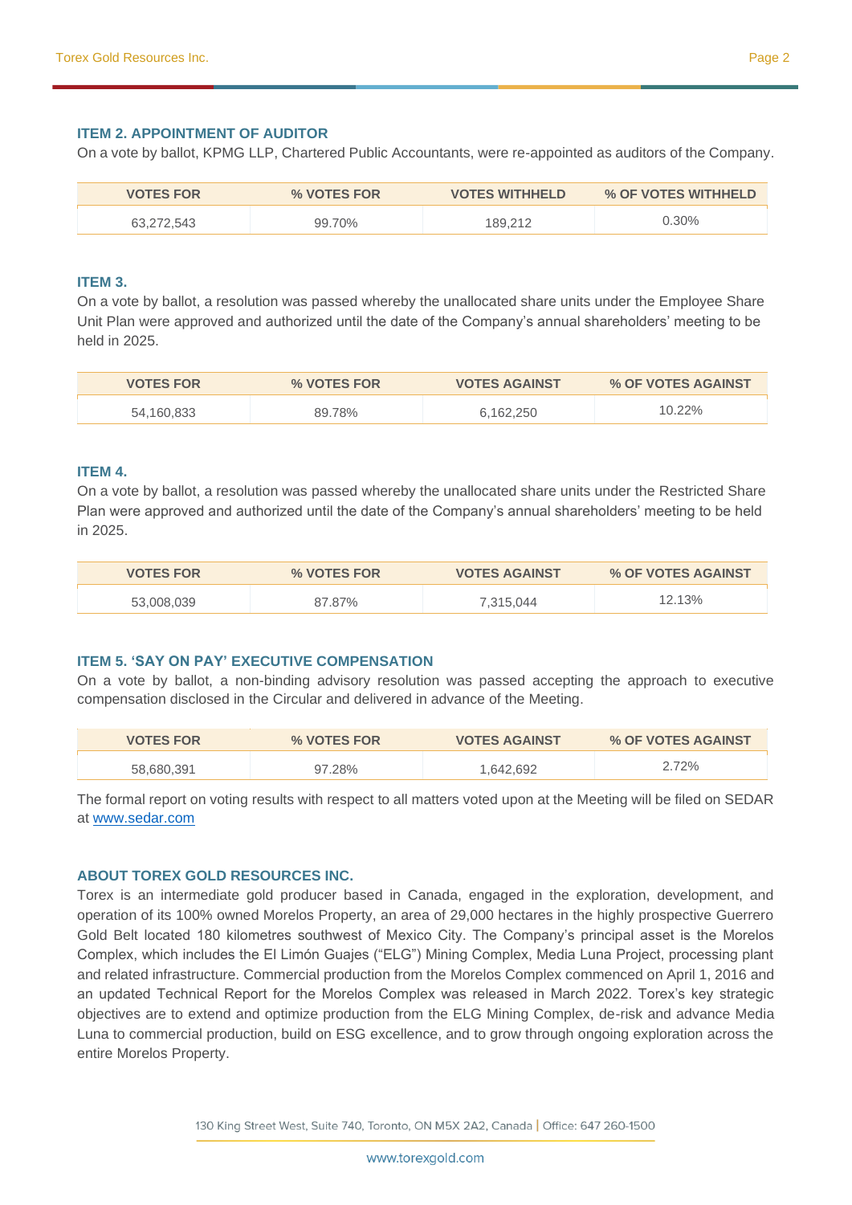### ITEM 2. APPOINTMENT OF AUDITOR

On a vote by ballot, KPMG LLP, Chartered Public Accountants, were re-appointed as auditors of the Company.

| VOTES FOR | % VOTES FOR | VOTES WITHHELD | % OF VOTES WITHHELD |
|---|---|---|---|
| 63,272,543 | 99.70% | 189,212 | 0.30% |

### ITEM 3.

On a vote by ballot, a resolution was passed whereby the unallocated share units under the Employee Share Unit Plan were approved and authorized until the date of the Company's annual shareholders' meeting to be held in 2025.

| VOTES FOR | % VOTES FOR | VOTES AGAINST | % OF VOTES AGAINST |
|---|---|---|---|
| 54,160,833 | 89.78% | 6,162,250 | 10.22% |

### ITEM 4.

On a vote by ballot, a resolution was passed whereby the unallocated share units under the Restricted Share Plan were approved and authorized until the date of the Company's annual shareholders' meeting to be held in 2025.

| VOTES FOR | % VOTES FOR | VOTES AGAINST | % OF VOTES AGAINST |
|---|---|---|---|
| 53,008,039 | 87.87% | 7,315,044 | 12.13% |

### ITEM 5. 'SAY ON PAY' EXECUTIVE COMPENSATION

On a vote by ballot, a non-binding advisory resolution was passed accepting the approach to executive compensation disclosed in the Circular and delivered in advance of the Meeting.

| VOTES FOR | % VOTES FOR | VOTES AGAINST | % OF VOTES AGAINST |
|---|---|---|---|
| 58,680,391 | 97.28% | 1,642,692 | 2.72% |

The formal report on voting results with respect to all matters voted upon at the Meeting will be filed on SEDAR at [www.sedar.com](http://www.sedar.com)

### ABOUT TOREX GOLD RESOURCES INC.

Torex is an intermediate gold producer based in Canada, engaged in the exploration, development, and operation of its 100% owned Morelos Property, an area of 29,000 hectares in the highly prospective Guerrero Gold Belt located 180 kilometres southwest of Mexico City. The Company's principal asset is the Morelos Complex, which includes the El Limón Guajes ("ELG") Mining Complex, Media Luna Project, processing plant and related infrastructure. Commercial production from the Morelos Complex commenced on April 1, 2016 and an updated Technical Report for the Morelos Complex was released in March 2022. Torex's key strategic objectives are to extend and optimize production from the ELG Mining Complex, de-risk and advance Media Luna to commercial production, build on ESG excellence, and to grow through ongoing exploration across the entire Morelos Property.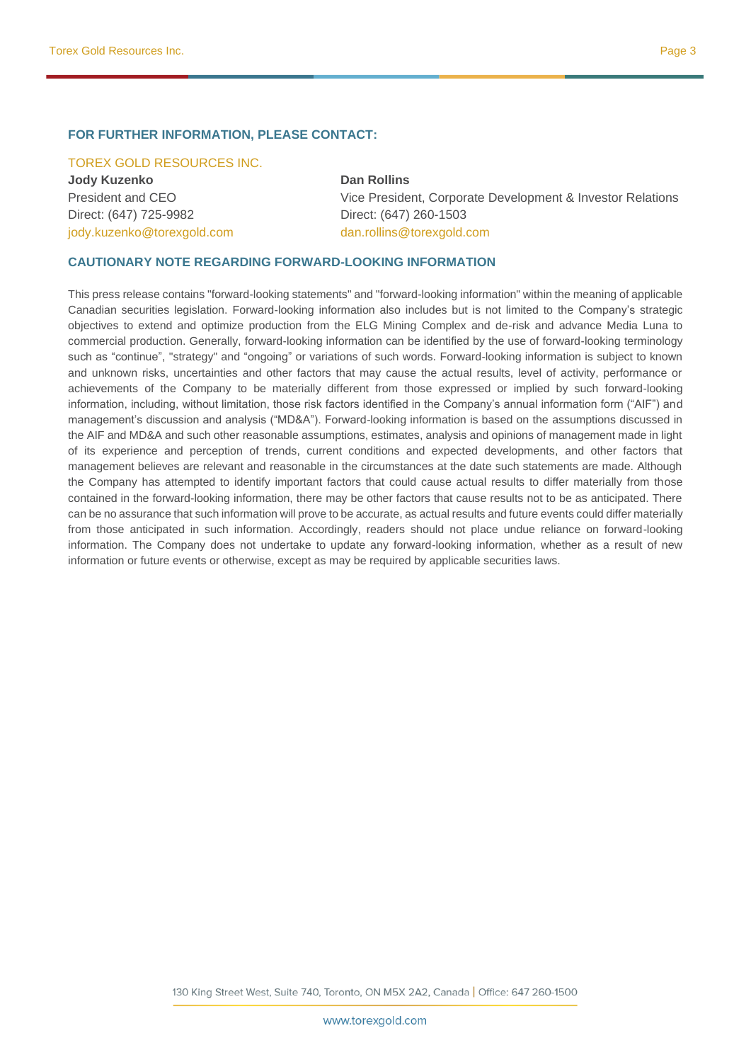## FOR FURTHER INFORMATION, PLEASE CONTACT:

TOREX GOLD RESOURCES INC.

**Jody Kuzenko**
President and CEO
Direct: (647) 725-9982
jody.kuzenko@torexgold.com

**Dan Rollins**
Vice President, Corporate Development & Investor Relations
Direct: (647) 260-1503
dan.rollins@torexgold.com

## CAUTIONARY NOTE REGARDING FORWARD-LOOKING INFORMATION

This press release contains "forward-looking statements" and "forward-looking information" within the meaning of applicable Canadian securities legislation. Forward-looking information also includes but is not limited to the Company's strategic objectives to extend and optimize production from the ELG Mining Complex and de-risk and advance Media Luna to commercial production. Generally, forward-looking information can be identified by the use of forward-looking terminology such as "continue", "strategy" and "ongoing" or variations of such words. Forward-looking information is subject to known and unknown risks, uncertainties and other factors that may cause the actual results, level of activity, performance or achievements of the Company to be materially different from those expressed or implied by such forward-looking information, including, without limitation, those risk factors identified in the Company's annual information form ("AIF") and management's discussion and analysis ("MD&A"). Forward-looking information is based on the assumptions discussed in the AIF and MD&A and such other reasonable assumptions, estimates, analysis and opinions of management made in light of its experience and perception of trends, current conditions and expected developments, and other factors that management believes are relevant and reasonable in the circumstances at the date such statements are made. Although the Company has attempted to identify important factors that could cause actual results to differ materially from those contained in the forward-looking information, there may be other factors that cause results not to be as anticipated. There can be no assurance that such information will prove to be accurate, as actual results and future events could differ materially from those anticipated in such information. Accordingly, readers should not place undue reliance on forward-looking information. The Company does not undertake to update any forward-looking information, whether as a result of new information or future events or otherwise, except as may be required by applicable securities laws.